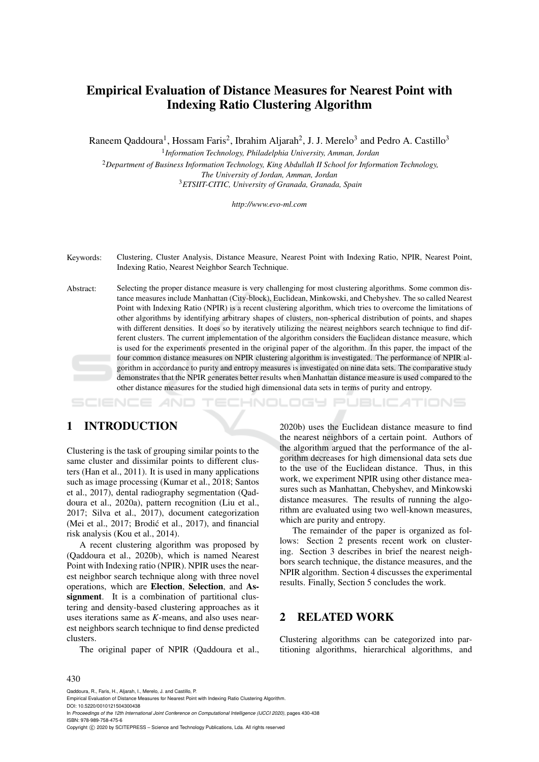# Empirical Evaluation of Distance Measures for Nearest Point with Indexing Ratio Clustering Algorithm

Raneem Qaddoura[1], Hossam Faris[2], Ibrahim Aljarah[2], J. J. Merelo[3] and Pedro A. Castillo[3]

[1] *Information Technology, Philadelphia University, Amman, Jordan*

[2] *Department of Business Information Technology, King Abdullah II School for Information Technology, The University of Jordan, Amman, Jordan*

[3] *ETSIIT-CITIC, University of Granada, Granada, Spain*

*http://www.evo-ml.com*

Keywords: Clustering, Cluster Analysis, Distance Measure, Nearest Point with Indexing Ratio, NPIR, Nearest Point, Indexing Ratio, Nearest Neighbor Search Technique.

Abstract: Selecting the proper distance measure is very challenging for most clustering algorithms. Some common distance measures include Manhattan (City-block), Euclidean, Minkowski, and Chebyshev. The so called Nearest Point with Indexing Ratio (NPIR) is a recent clustering algorithm, which tries to overcome the limitations of other algorithms by identifying arbitrary shapes of clusters, non-spherical distribution of points, and shapes with different densities. It does so by iteratively utilizing the nearest neighbors search technique to find different clusters. The current implementation of the algorithm considers the Euclidean distance measure, which is used for the experiments presented in the original paper of the algorithm. In this paper, the impact of the four common distance measures on NPIR clustering algorithm is investigated. The performance of NPIR algorithm in accordance to purity and entropy measures is investigated on nine data sets. The comparative study demonstrates that the NPIR generates better results when Manhattan distance measure is used compared to the other distance measures for the studied high dimensional data sets in terms of purity and entropy.

## 1 INTRODUCTION

Clustering is the task of grouping similar points to the same cluster and dissimilar points to different clusters (Han et al., 2011). It is used in many applications such as image processing (Kumar et al., 2018; Santos et al., 2017), dental radiography segmentation (Qaddoura et al., 2020a), pattern recognition (Liu et al., 2017; Silva et al., 2017), document categorization (Mei et al., 2017; Brodić et al., 2017), and financial risk analysis (Kou et al., 2014).

A recent clustering algorithm was proposed by (Qaddoura et al., 2020b), which is named Nearest Point with Indexing ratio (NPIR). NPIR uses the nearest neighbor search technique along with three novel operations, which are **Election**, **Selection**, and **Assignment**. It is a combination of partitional clustering and density-based clustering approaches as it uses iterations same as $K$-means, and also uses nearest neighbors search technique to find dense predicted clusters.

The original paper of NPIR (Qaddoura et al., 2020b) uses the Euclidean distance measure to find the nearest neighbors of a certain point. Authors of the algorithm argued that the performance of the algorithm decreases for high dimensional data sets due to the use of the Euclidean distance. Thus, in this work, we experiment NPIR using other distance measures such as Manhattan, Chebyshev, and Minkowski distance measures. The results of running the algorithm are evaluated using two well-known measures, which are purity and entropy.

The remainder of the paper is organized as follows: Section 2 presents recent work on clustering. Section 3 describes in brief the nearest neighbors search technique, the distance measures, and the NPIR algorithm. Section 4 discusses the experimental results. Finally, Section 5 concludes the work.

## 2 RELATED WORK

Clustering algorithms can be categorized into partitioning algorithms, hierarchical algorithms, and

Qaddoura, R., Faris, H., Aljarah, I., Merelo, J. and Castillo, P.
Empirical Evaluation of Distance Measures for Nearest Point with Indexing Ratio Clustering Algorithm.
DOI: 10.5220/0010121504300438
In *Proceedings of the 12th International Joint Conference on Computational Intelligence (IJCCI 2020)*, pages 430-438
ISBN: 978-989-758-475-6
Copyright © 2020 by SCITEPRESS – Science and Technology Publications, Lda. All rights reserved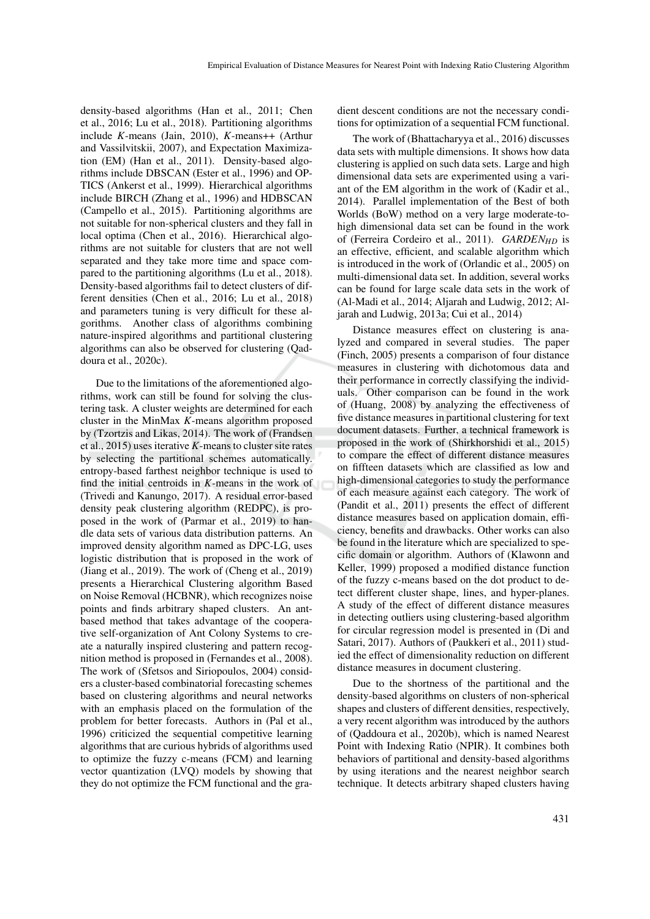density-based algorithms (Han et al., 2011; Chen et al., 2016; Lu et al., 2018). Partitioning algorithms include *K*-means (Jain, 2010), *K*-means++ (Arthur and Vassilvitskii, 2007), and Expectation Maximization (EM) (Han et al., 2011). Density-based algorithms include DBSCAN (Ester et al., 1996) and OPTICS (Ankerst et al., 1999). Hierarchical algorithms include BIRCH (Zhang et al., 1996) and HDBSCAN (Campello et al., 2015). Partitioning algorithms are not suitable for non-spherical clusters and they fall in local optima (Chen et al., 2016). Hierarchical algorithms are not suitable for clusters that are not well separated and they take more time and space compared to the partitioning algorithms (Lu et al., 2018). Density-based algorithms fail to detect clusters of different densities (Chen et al., 2016; Lu et al., 2018) and parameters tuning is very difficult for these algorithms. Another class of algorithms combining nature-inspired algorithms and partitional clustering algorithms can also be observed for clustering (Qaddoura et al., 2020c).

Due to the limitations of the aforementioned algorithms, work can still be found for solving the clustering task. A cluster weights are determined for each cluster in the MinMax *K*-means algorithm proposed by (Tzortzis and Likas, 2014). The work of (Frandsen et al., 2015) uses iterative *K*-means to cluster site rates by selecting the partitional schemes automatically. entropy-based farthest neighbor technique is used to find the initial centroids in *K*-means in the work of (Trivedi and Kanungo, 2017). A residual error-based density peak clustering algorithm (REDPC), is proposed in the work of (Parmar et al., 2019) to handle data sets of various data distribution patterns. An improved density algorithm named as DPC-LG, uses logistic distribution that is proposed in the work of (Jiang et al., 2019). The work of (Cheng et al., 2019) presents a Hierarchical Clustering algorithm Based on Noise Removal (HCBNR), which recognizes noise points and finds arbitrary shaped clusters. An ant-based method that takes advantage of the cooperative self-organization of Ant Colony Systems to create a naturally inspired clustering and pattern recognition method is proposed in (Fernandes et al., 2008). The work of (Sfetsos and Siriopoulos, 2004) considers a cluster-based combinatorial forecasting schemes based on clustering algorithms and neural networks with an emphasis placed on the formulation of the problem for better forecasts. Authors in (Pal et al., 1996) criticized the sequential competitive learning algorithms that are curious hybrids of algorithms used to optimize the fuzzy c-means (FCM) and learning vector quantization (LVQ) models by showing that they do not optimize the FCM functional and the gradient descent conditions are not the necessary conditions for optimization of a sequential FCM functional.

The work of (Bhattacharyya et al., 2016) discusses data sets with multiple dimensions. It shows how data clustering is applied on such data sets. Large and high dimensional data sets are experimented using a variant of the EM algorithm in the work of (Kadir et al., 2014). Parallel implementation of the Best of both Worlds (BoW) method on a very large moderate-to-high dimensional data set can be found in the work of (Ferreira Cordeiro et al., 2011). $GARDEN_{HD}$ is an effective, efficient, and scalable algorithm which is introduced in the work of (Orlandic et al., 2005) on multi-dimensional data set. In addition, several works can be found for large scale data sets in the work of (Al-Madi et al., 2014; Aljarah and Ludwig, 2012; Aljarah and Ludwig, 2013a; Cui et al., 2014)

Distance measures effect on clustering is analyzed and compared in several studies. The paper (Finch, 2005) presents a comparison of four distance measures in clustering with dichotomous data and their performance in correctly classifying the individuals. Other comparison can be found in the work of (Huang, 2008) by analyzing the effectiveness of five distance measures in partitional clustering for text document datasets. Further, a technical framework is proposed in the work of (Shirkhorshidi et al., 2015) to compare the effect of different distance measures on fifteen datasets which are classified as low and high-dimensional categories to study the performance of each measure against each category. The work of (Pandit et al., 2011) presents the effect of different distance measures based on application domain, efficiency, benefits and drawbacks. Other works can also be found in the literature which are specialized to specific domain or algorithm. Authors of (Klawonn and Keller, 1999) proposed a modified distance function of the fuzzy c-means based on the dot product to detect different cluster shape, lines, and hyper-planes. A study of the effect of different distance measures in detecting outliers using clustering-based algorithm for circular regression model is presented in (Di and Satari, 2017). Authors of (Paukkeri et al., 2011) studied the effect of dimensionality reduction on different distance measures in document clustering.

Due to the shortness of the partitional and the density-based algorithms on clusters of non-spherical shapes and clusters of different densities, respectively, a very recent algorithm was introduced by the authors of (Qaddoura et al., 2020b), which is named Nearest Point with Indexing Ratio (NPIR). It combines both behaviors of partitional and density-based algorithms by using iterations and the nearest neighbor search technique. It detects arbitrary shaped clusters having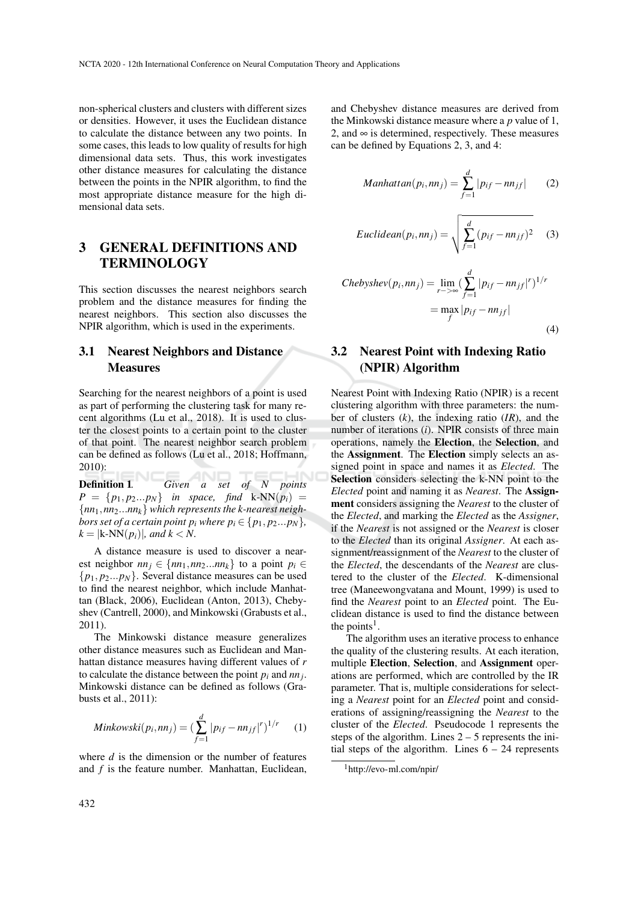non-spherical clusters and clusters with different sizes or densities. However, it uses the Euclidean distance to calculate the distance between any two points. In some cases, this leads to low quality of results for high dimensional data sets. Thus, this work investigates other distance measures for calculating the distance between the points in the NPIR algorithm, to find the most appropriate distance measure for the high dimensional data sets.

# 3 GENERAL DEFINITIONS AND TERMINOLOGY

This section discusses the nearest neighbors search problem and the distance measures for finding the nearest neighbors. This section also discusses the NPIR algorithm, which is used in the experiments.

## 3.1 Nearest Neighbors and Distance Measures

Searching for the nearest neighbors of a point is used as part of performing the clustering task for many recent algorithms (Lu et al., 2018). It is used to cluster the closest points to a certain point to the cluster of that point. The nearest neighbor search problem can be defined as follows (Lu et al., 2018; Hoffmann, 2010):

**Definition 1.** *Given a set of N points* $P = \{p_1, p_2 ... p_N\}$ *in space, find* $\text{k-NN}(p_i) = \{nn_1, nn_2 ... nn_k\}$ *which represents the k-nearest neighbors set of a certain point* $p_i$ *where* $p_i \in \{p_1, p_2 ... p_N\}$, $k = |\text{k-NN}(p_i)|$, *and* $k < N$.

A distance measure is used to discover a nearest neighbor $nn_j \in \{nn_1, nn_2 ... nn_k\}$ to a point $p_i \in \{p_1, p_2 ... p_N\}$. Several distance measures can be used to find the nearest neighbor, which include Manhattan (Black, 2006), Euclidean (Anton, 2013), Chebyshev (Cantrell, 2000), and Minkowski (Grabusts et al., 2011).

The Minkowski distance measure generalizes other distance measures such as Euclidean and Manhattan distance measures having different values of $r$ to calculate the distance between the point $p_i$ and $nn_j$. Minkowski distance can be defined as follows (Grabusts et al., 2011):

$$Minkowski(p_i, nn_j) = (\sum_{f=1}^{d} |p_{if} - nn_{jf}|^r)^{1/r} \qquad (1)$$

where $d$ is the dimension or the number of features and $f$ is the feature number. Manhattan, Euclidean, and Chebyshev distance measures are derived from the Minkowski distance measure where a $p$ value of 1, 2, and $\infty$ is determined, respectively. These measures can be defined by Equations 2, 3, and 4:

$$Manhattan(p_i, nn_j) = \sum_{f=1}^{d} |p_{if} - nn_{jf}| \qquad (2)$$

$$Euclidean(p_i, nn_j) = \sqrt{\sum_{f=1}^{d} (p_{if} - nn_{jf})^2} \qquad (3)$$

$$\begin{aligned} Chebyshev(p_i, nn_j) &= \lim_{r->\infty} (\sum_{f=1}^{d} |p_{if} - nn_{jf}|^r)^{1/r} \\ &= \max_{f} |p_{if} - nn_{jf}| \end{aligned} \qquad (4)$$

## 3.2 Nearest Point with Indexing Ratio (NPIR) Algorithm

Nearest Point with Indexing Ratio (NPIR) is a recent clustering algorithm with three parameters: the number of clusters ($k$), the indexing ratio ($IR$), and the number of iterations ($i$). NPIR consists of three main operations, namely the **Election**, the **Selection**, and the **Assignment**. The **Election** simply selects an assigned point in space and names it as *Elected*. The **Selection** considers selecting the k-NN point to the *Elected* point and naming it as *Nearest*. The **Assignment** considers assigning the *Nearest* to the cluster of the *Elected*, and marking the *Elected* as the *Assigner*, if the *Nearest* is not assigned or the *Nearest* is closer to the *Elected* than its original *Assigner*. At each assignment/reassignment of the *Nearest* to the cluster of the *Elected*, the descendants of the *Nearest* are clustered to the cluster of the *Elected*. K-dimensional tree (Maneewongvatana and Mount, 1999) is used to find the *Nearest* point to an *Elected* point. The Euclidean distance is used to find the distance between the points[1].

The algorithm uses an iterative process to enhance the quality of the clustering results. At each iteration, multiple **Election**, **Selection**, and **Assignment** operations are performed, which are controlled by the IR parameter. That is, multiple considerations for selecting a *Nearest* point for an *Elected* point and considerations of assigning/reassigning the *Nearest* to the cluster of the *Elected*. Pseudocode 1 represents the steps of the algorithm. Lines 2 – 5 represents the initial steps of the algorithm. Lines 6 – 24 represents

[1] http://evo-ml.com/npir/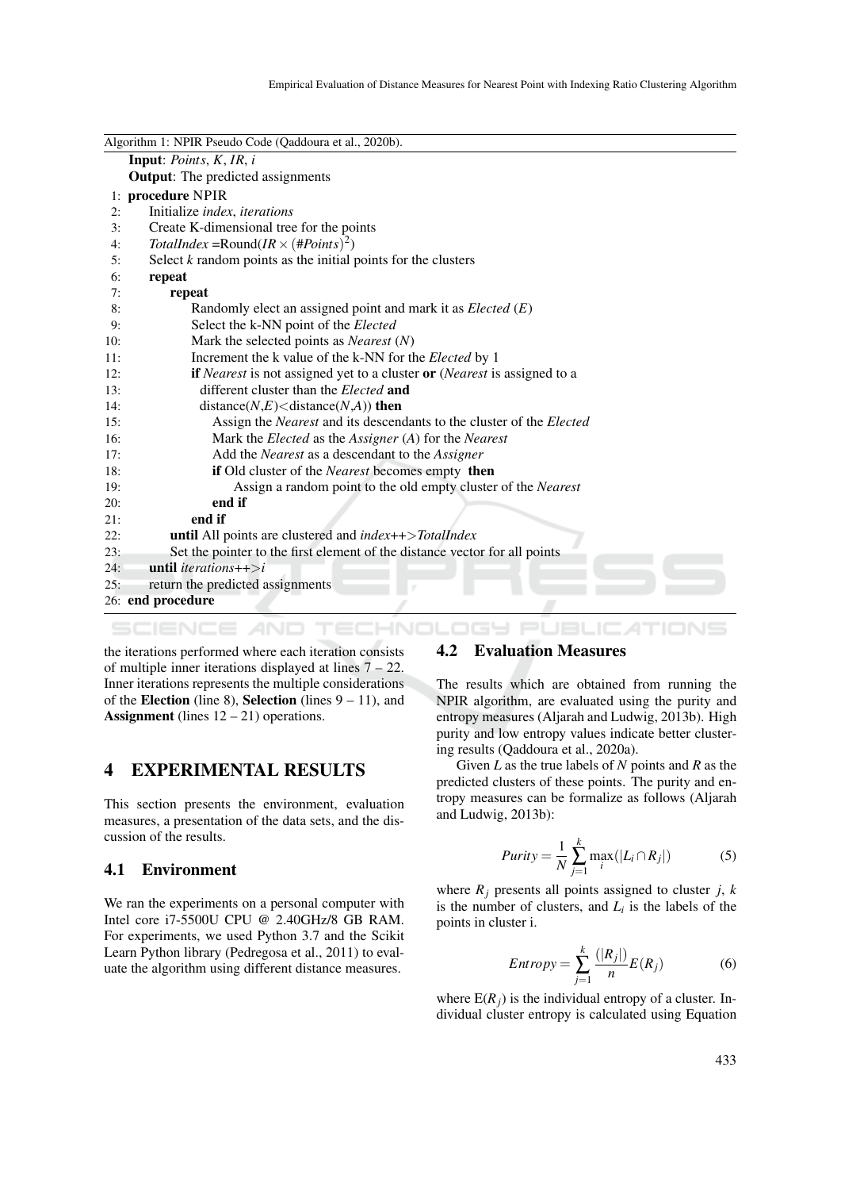Algorithm 1: NPIR Pseudo Code (Qaddoura et al., 2020b).

```
    Input: Points, K, IR, i
    Output: The predicted assignments
 1: procedure NPIR
 2:     Initialize index, iterations
 3:     Create K-dimensional tree for the points
 4:     TotalIndex =Round(IR × (#Points)^2)
 5:     Select k random points as the initial points for the clusters
 6:     repeat
 7:         repeat
 8:             Randomly elect an assigned point and mark it as Elected (E)
 9:             Select the k-NN point of the Elected
10:             Mark the selected points as Nearest (N)
11:             Increment the k value of the k-NN for the Elected by 1
12:             if Nearest is not assigned yet to a cluster or (Nearest is assigned to a
13:               different cluster than the Elected and
14:               distance(N,E)<distance(N,A)) then
15:                 Assign the Nearest and its descendants to the cluster of the Elected
16:                 Mark the Elected as the Assigner (A) for the Nearest
17:                 Add the Nearest as a descendant to the Assigner
18:                 if Old cluster of the Nearest becomes empty then
19:                     Assign a random point to the old empty cluster of the Nearest
20:                 end if
21:             end if
22:         until All points are clustered and index++>TotalIndex
23:         Set the pointer to the first element of the distance vector for all points
24:     until iterations++>i
25:     return the predicted assignments
26: end procedure
```

the iterations performed where each iteration consists of multiple inner iterations displayed at lines 7 – 22. Inner iterations represents the multiple considerations of the **Election** (line 8), **Selection** (lines 9 – 11), and **Assignment** (lines 12 – 21) operations.

# 4 EXPERIMENTAL RESULTS

This section presents the environment, evaluation measures, a presentation of the data sets, and the discussion of the results.

## 4.1 Environment

We ran the experiments on a personal computer with Intel core i7-5500U CPU @ 2.40GHz/8 GB RAM. For experiments, we used Python 3.7 and the Scikit Learn Python library (Pedregosa et al., 2011) to evaluate the algorithm using different distance measures.

## 4.2 Evaluation Measures

The results which are obtained from running the NPIR algorithm, are evaluated using the purity and entropy measures (Aljarah and Ludwig, 2013b). High purity and low entropy values indicate better clustering results (Qaddoura et al., 2020a).

Given $L$ as the true labels of $N$ points and $R$ as the predicted clusters of these points. The purity and entropy measures can be formalize as follows (Aljarah and Ludwig, 2013b):

$$Purity = \frac{1}{N}\sum_{j=1}^{k}\max_{i}(|L_i \cap R_j|) \tag{5}$$

where $R_j$ presents all points assigned to cluster $j$, $k$ is the number of clusters, and $L_i$ is the labels of the points in cluster i.

$$Entropy = \sum_{j=1}^{k}\frac{(|R_j|)}{n}E(R_j) \tag{6}$$

where $E(R_j)$ is the individual entropy of a cluster. Individual cluster entropy is calculated using Equation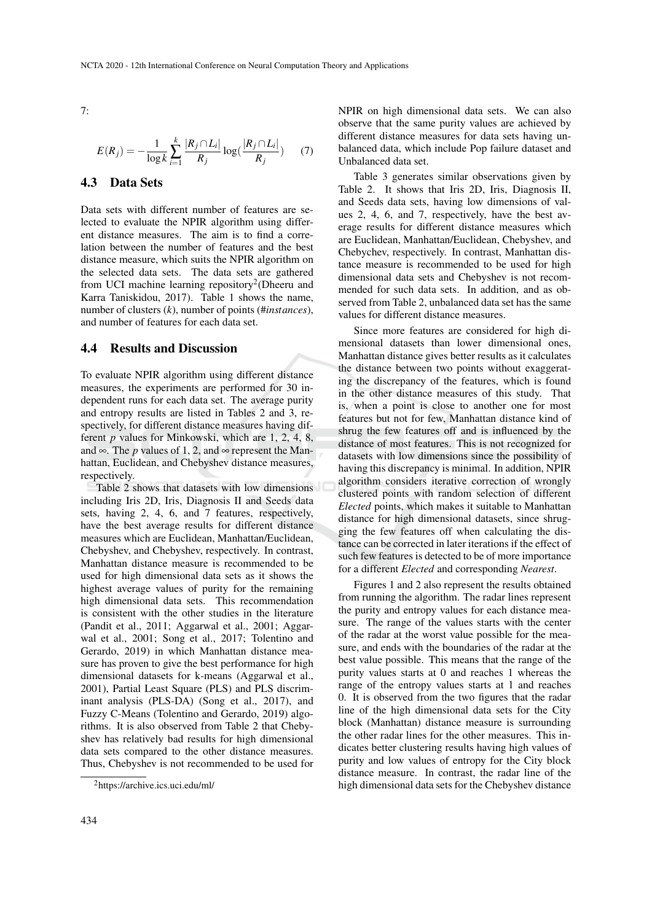7:

$$E(R_j) = -\frac{1}{\log k}\sum_{i=1}^{k} \frac{|R_j \cap L_i|}{R_j} \log(\frac{|R_j \cap L_i|}{R_j}) \quad (7)$$

### 4.3 Data Sets

Data sets with different number of features are selected to evaluate the NPIR algorithm using different distance measures. The aim is to find a correlation between the number of features and the best distance measure, which suits the NPIR algorithm on the selected data sets. The data sets are gathered from UCI machine learning repository[2](Dheeru and Karra Taniskidou, 2017). Table 1 shows the name, number of clusters ($k$), number of points (#*instances*), and number of features for each data set.

### 4.4 Results and Discussion

To evaluate NPIR algorithm using different distance measures, the experiments are performed for 30 independent runs for each data set. The average purity and entropy results are listed in Tables 2 and 3, respectively, for different distance measures having different $p$ values for Minkowski, which are 1, 2, 4, 8, and $\infty$. The $p$ values of 1, 2, and $\infty$ represent the Manhattan, Euclidean, and Chebyshev distance measures, respectively.

Table 2 shows that datasets with low dimensions including Iris 2D, Iris, Diagnosis II and Seeds data sets, having 2, 4, 6, and 7 features, respectively, have the best average results for different distance measures which are Euclidean, Manhattan/Euclidean, Chebyshev, and Chebyshev, respectively. In contrast, Manhattan distance measure is recommended to be used for high dimensional data sets as it shows the highest average values of purity for the remaining high dimensional data sets. This recommendation is consistent with the other studies in the literature (Pandit et al., 2011; Aggarwal et al., 2001; Aggarwal et al., 2001; Song et al., 2017; Tolentino and Gerardo, 2019) in which Manhattan distance measure has proven to give the best performance for high dimensional datasets for k-means (Aggarwal et al., 2001), Partial Least Square (PLS) and PLS discriminant analysis (PLS-DA) (Song et al., 2017), and Fuzzy C-Means (Tolentino and Gerardo, 2019) algorithms. It is also observed from Table 2 that Chebyshev has relatively bad results for high dimensional data sets compared to the other distance measures. Thus, Chebyshev is not recommended to be used for NPIR on high dimensional data sets. We can also observe that the same purity values are achieved by different distance measures for data sets having unbalanced data, which include Pop failure dataset and Unbalanced data set.

Table 3 generates similar observations given by Table 2. It shows that Iris 2D, Iris, Diagnosis II, and Seeds data sets, having low dimensions of values 2, 4, 6, and 7, respectively, have the best average results for different distance measures which are Euclidean, Manhattan/Euclidean, Chebyshev, and Chebychev, respectively. In contrast, Manhattan distance measure is recommended to be used for high dimensional data sets and Chebyshev is not recommended for such data sets. In addition, and as observed from Table 2, unbalanced data set has the same values for different distance measures.

Since more features are considered for high dimensional datasets than lower dimensional ones, Manhattan distance gives better results as it calculates the distance between two points without exaggerating the discrepancy of the features, which is found in the other distance measures of this study. That is, when a point is close to another one for most features but not for few, Manhattan distance kind of shrug the few features off and is influenced by the distance of most features. This is not recognized for datasets with low dimensions since the possibility of having this discrepancy is minimal. In addition, NPIR algorithm considers iterative correction of wrongly clustered points with random selection of different *Elected* points, which makes it suitable to Manhattan distance for high dimensional datasets, since shrugging the few features off when calculating the distance can be corrected in later iterations if the effect of such few features is detected to be of more importance for a different *Elected* and corresponding *Nearest*.

Figures 1 and 2 also represent the results obtained from running the algorithm. The radar lines represent the purity and entropy values for each distance measure. The range of the values starts with the center of the radar at the worst value possible for the measure, and ends with the boundaries of the radar at the best value possible. This means that the range of the purity values starts at 0 and reaches 1 whereas the range of the entropy values starts at 1 and reaches 0. It is observed from the two figures that the radar line of the high dimensional data sets for the City block (Manhattan) distance measure is surrounding the other radar lines for the other measures. This indicates better clustering results having high values of purity and low values of entropy for the City block distance measure. In contrast, the radar line of the high dimensional data sets for the Chebyshev distance

[2]https://archive.ics.uci.edu/ml/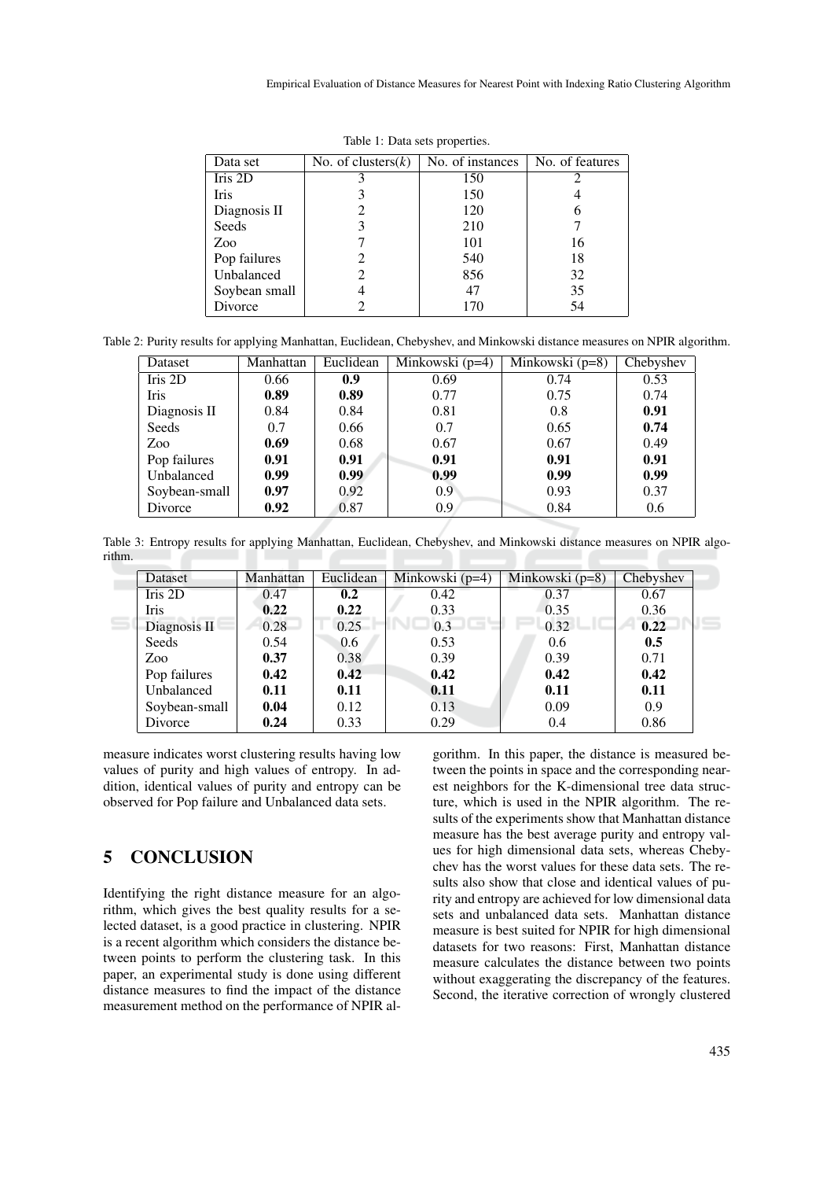Table 1: Data sets properties.

| Data set | No. of clusters($k$) | No. of instances | No. of features |
|---|---|---|---|
| Iris 2D | 3 | 150 | 2 |
| Iris | 3 | 150 | 4 |
| Diagnosis II | 2 | 120 | 6 |
| Seeds | 3 | 210 | 7 |
| Zoo | 7 | 101 | 16 |
| Pop failures | 2 | 540 | 18 |
| Unbalanced | 2 | 856 | 32 |
| Soybean small | 4 | 47 | 35 |
| Divorce | 2 | 170 | 54 |

Table 2: Purity results for applying Manhattan, Euclidean, Chebyshev, and Minkowski distance measures on NPIR algorithm.

| Dataset | Manhattan | Euclidean | Minkowski (p=4) | Minkowski (p=8) | Chebyshev |
|---|---|---|---|---|---|
| Iris 2D | 0.66 | **0.9** | 0.69 | 0.74 | 0.53 |
| Iris | **0.89** | **0.89** | 0.77 | 0.75 | 0.74 |
| Diagnosis II | 0.84 | 0.84 | 0.81 | 0.8 | **0.91** |
| Seeds | 0.7 | 0.66 | 0.7 | 0.65 | **0.74** |
| Zoo | **0.69** | 0.68 | 0.67 | 0.67 | 0.49 |
| Pop failures | **0.91** | **0.91** | **0.91** | **0.91** | **0.91** |
| Unbalanced | **0.99** | **0.99** | **0.99** | **0.99** | **0.99** |
| Soybean-small | **0.97** | 0.92 | 0.9 | 0.93 | 0.37 |
| Divorce | **0.92** | 0.87 | 0.9 | 0.84 | 0.6 |

Table 3: Entropy results for applying Manhattan, Euclidean, Chebyshev, and Minkowski distance measures on NPIR algorithm.

| Dataset | Manhattan | Euclidean | Minkowski (p=4) | Minkowski (p=8) | Chebyshev |
|---|---|---|---|---|---|
| Iris 2D | 0.47 | **0.2** | 0.42 | 0.37 | 0.67 |
| Iris | **0.22** | **0.22** | 0.33 | 0.35 | 0.36 |
| Diagnosis II | 0.28 | 0.25 | 0.3 | 0.32 | **0.22** |
| Seeds | 0.54 | 0.6 | 0.53 | 0.6 | **0.5** |
| Zoo | **0.37** | 0.38 | 0.39 | 0.39 | 0.71 |
| Pop failures | **0.42** | **0.42** | **0.42** | **0.42** | **0.42** |
| Unbalanced | **0.11** | **0.11** | **0.11** | **0.11** | **0.11** |
| Soybean-small | **0.04** | 0.12 | 0.13 | 0.09 | 0.9 |
| Divorce | **0.24** | 0.33 | 0.29 | 0.4 | 0.86 |

measure indicates worst clustering results having low values of purity and high values of entropy. In addition, identical values of purity and entropy can be observed for Pop failure and Unbalanced data sets.

## 5 CONCLUSION

Identifying the right distance measure for an algorithm, which gives the best quality results for a selected dataset, is a good practice in clustering. NPIR is a recent algorithm which considers the distance between points to perform the clustering task. In this paper, an experimental study is done using different distance measures to find the impact of the distance measurement method on the performance of NPIR algorithm. In this paper, the distance is measured between the points in space and the corresponding nearest neighbors for the K-dimensional tree data structure, which is used in the NPIR algorithm. The results of the experiments show that Manhattan distance measure has the best average purity and entropy values for high dimensional data sets, whereas Chebychev has the worst values for these data sets. The results also show that close and identical values of purity and entropy are achieved for low dimensional data sets and unbalanced data sets. Manhattan distance measure is best suited for NPIR for high dimensional datasets for two reasons: First, Manhattan distance measure calculates the distance between two points without exaggerating the discrepancy of the features. Second, the iterative correction of wrongly clustered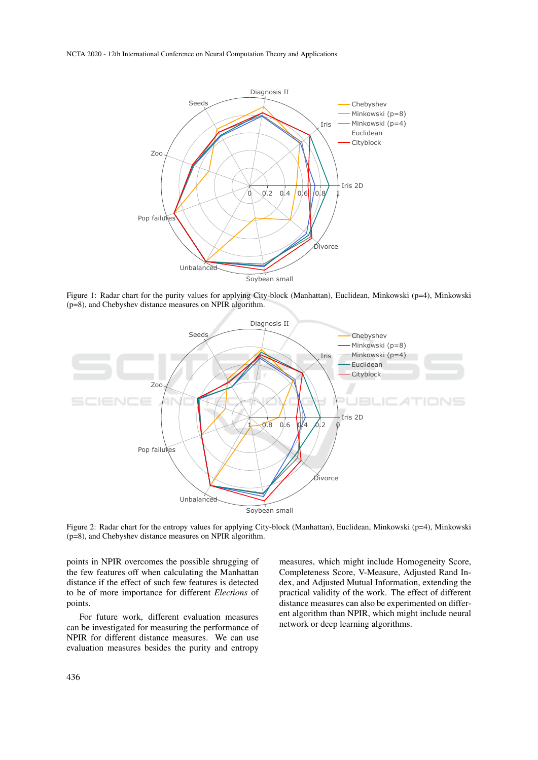Figure 1: Radar chart for the purity values for applying City-block (Manhattan), Euclidean, Minkowski (p=4), Minkowski (p=8), and Chebyshev distance measures on NPIR algorithm.

Figure 2: Radar chart for the entropy values for applying City-block (Manhattan), Euclidean, Minkowski (p=4), Minkowski (p=8), and Chebyshev distance measures on NPIR algorithm.

points in NPIR overcomes the possible shrugging of the few features off when calculating the Manhattan distance if the effect of such few features is detected to be of more importance for different *Elections* of points.

For future work, different evaluation measures can be investigated for measuring the performance of NPIR for different distance measures. We can use evaluation measures besides the purity and entropy measures, which might include Homogeneity Score, Completeness Score, V-Measure, Adjusted Rand Index, and Adjusted Mutual Information, extending the practical validity of the work. The effect of different distance measures can also be experimented on different algorithm than NPIR, which might include neural network or deep learning algorithms.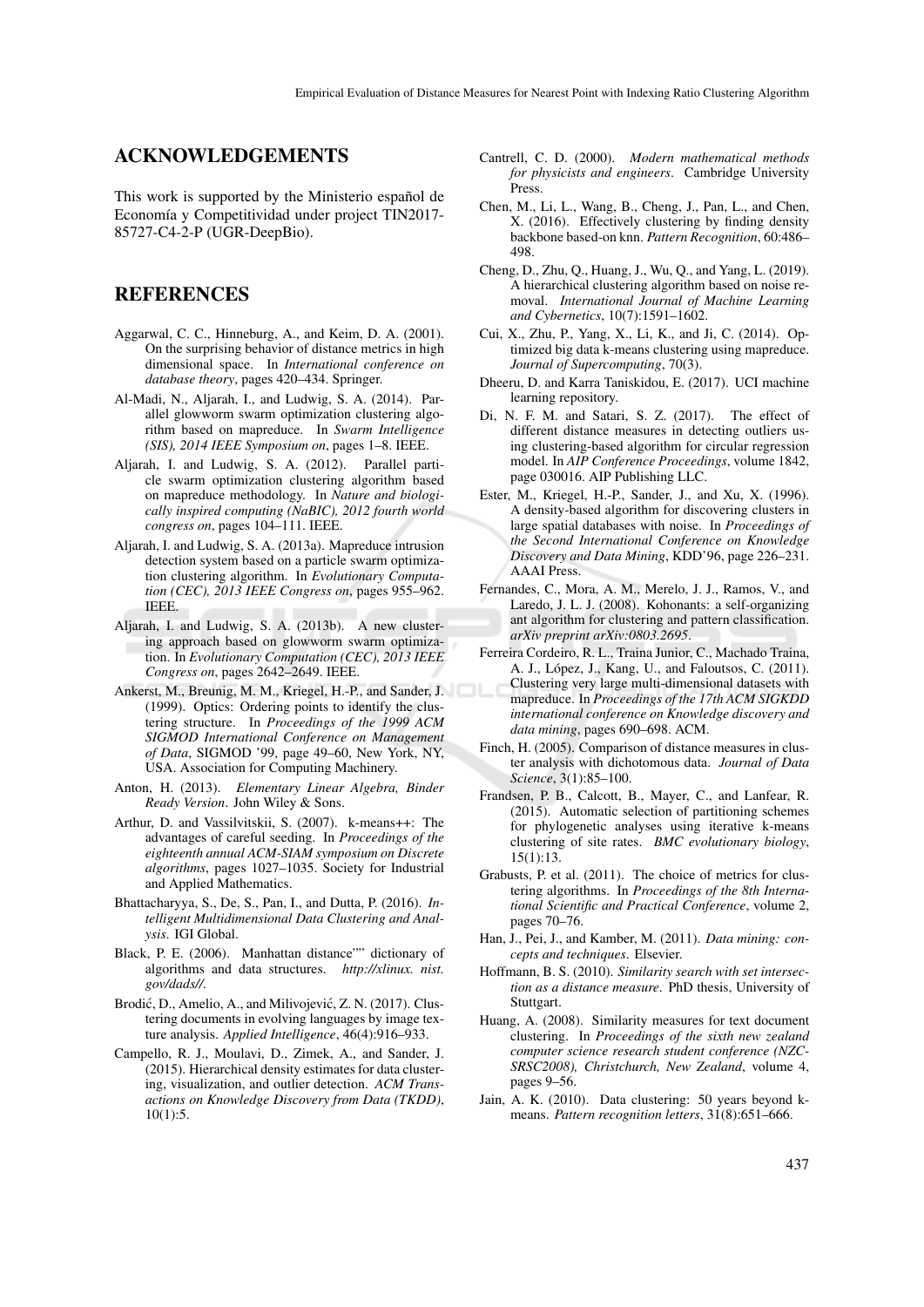## ACKNOWLEDGEMENTS

This work is supported by the Ministerio español de Economía y Competitividad under project TIN2017-85727-C4-2-P (UGR-DeepBio).

## REFERENCES

Aggarwal, C. C., Hinneburg, A., and Keim, D. A. (2001). On the surprising behavior of distance metrics in high dimensional space. In *International conference on database theory*, pages 420–434. Springer.

Al-Madi, N., Aljarah, I., and Ludwig, S. A. (2014). Parallel glowworm swarm optimization clustering algorithm based on mapreduce. In *Swarm Intelligence (SIS), 2014 IEEE Symposium on*, pages 1–8. IEEE.

Aljarah, I. and Ludwig, S. A. (2012). Parallel particle swarm optimization clustering algorithm based on mapreduce methodology. In *Nature and biologically inspired computing (NaBIC), 2012 fourth world congress on*, pages 104–111. IEEE.

Aljarah, I. and Ludwig, S. A. (2013a). Mapreduce intrusion detection system based on a particle swarm optimization clustering algorithm. In *Evolutionary Computation (CEC), 2013 IEEE Congress on*, pages 955–962. IEEE.

Aljarah, I. and Ludwig, S. A. (2013b). A new clustering approach based on glowworm swarm optimization. In *Evolutionary Computation (CEC), 2013 IEEE Congress on*, pages 2642–2649. IEEE.

Ankerst, M., Breunig, M. M., Kriegel, H.-P., and Sander, J. (1999). Optics: Ordering points to identify the clustering structure. In *Proceedings of the 1999 ACM SIGMOD International Conference on Management of Data*, SIGMOD '99, page 49–60, New York, NY, USA. Association for Computing Machinery.

Anton, H. (2013). *Elementary Linear Algebra, Binder Ready Version*. John Wiley & Sons.

Arthur, D. and Vassilvitskii, S. (2007). k-means++: The advantages of careful seeding. In *Proceedings of the eighteenth annual ACM-SIAM symposium on Discrete algorithms*, pages 1027–1035. Society for Industrial and Applied Mathematics.

Bhattacharyya, S., De, S., Pan, I., and Dutta, P. (2016). *Intelligent Multidimensional Data Clustering and Analysis*. IGI Global.

Black, P. E. (2006). Manhattan distance"" dictionary of algorithms and data structures. *http://xlinux. nist. gov/dads//*.

Brodić, D., Amelio, A., and Milivojević, Z. N. (2017). Clustering documents in evolving languages by image texture analysis. *Applied Intelligence*, 46(4):916–933.

Campello, R. J., Moulavi, D., Zimek, A., and Sander, J. (2015). Hierarchical density estimates for data clustering, visualization, and outlier detection. *ACM Transactions on Knowledge Discovery from Data (TKDD)*, 10(1):5.

Cantrell, C. D. (2000). *Modern mathematical methods for physicists and engineers*. Cambridge University Press.

Chen, M., Li, L., Wang, B., Cheng, J., Pan, L., and Chen, X. (2016). Effectively clustering by finding density backbone based-on knn. *Pattern Recognition*, 60:486–498.

Cheng, D., Zhu, Q., Huang, J., Wu, Q., and Yang, L. (2019). A hierarchical clustering algorithm based on noise removal. *International Journal of Machine Learning and Cybernetics*, 10(7):1591–1602.

Cui, X., Zhu, P., Yang, X., Li, K., and Ji, C. (2014). Optimized big data k-means clustering using mapreduce. *Journal of Supercomputing*, 70(3).

Dheeru, D. and Karra Taniskidou, E. (2017). UCI machine learning repository.

Di, N. F. M. and Satari, S. Z. (2017). The effect of different distance measures in detecting outliers using clustering-based algorithm for circular regression model. In *AIP Conference Proceedings*, volume 1842, page 030016. AIP Publishing LLC.

Ester, M., Kriegel, H.-P., Sander, J., and Xu, X. (1996). A density-based algorithm for discovering clusters in large spatial databases with noise. In *Proceedings of the Second International Conference on Knowledge Discovery and Data Mining*, KDD'96, page 226–231. AAAI Press.

Fernandes, C., Mora, A. M., Merelo, J. J., Ramos, V., and Laredo, J. L. J. (2008). Kohonants: a self-organizing ant algorithm for clustering and pattern classification. *arXiv preprint arXiv:0803.2695*.

Ferreira Cordeiro, R. L., Traina Junior, C., Machado Traina, A. J., López, J., Kang, U., and Faloutsos, C. (2011). Clustering very large multi-dimensional datasets with mapreduce. In *Proceedings of the 17th ACM SIGKDD international conference on Knowledge discovery and data mining*, pages 690–698. ACM.

Finch, H. (2005). Comparison of distance measures in cluster analysis with dichotomous data. *Journal of Data Science*, 3(1):85–100.

Frandsen, P. B., Calcott, B., Mayer, C., and Lanfear, R. (2015). Automatic selection of partitioning schemes for phylogenetic analyses using iterative k-means clustering of site rates. *BMC evolutionary biology*, 15(1):13.

Grabusts, P. et al. (2011). The choice of metrics for clustering algorithms. In *Proceedings of the 8th International Scientific and Practical Conference*, volume 2, pages 70–76.

Han, J., Pei, J., and Kamber, M. (2011). *Data mining: concepts and techniques*. Elsevier.

Hoffmann, B. S. (2010). *Similarity search with set intersection as a distance measure*. PhD thesis, University of Stuttgart.

Huang, A. (2008). Similarity measures for text document clustering. In *Proceedings of the sixth new zealand computer science research student conference (NZCSRSC2008), Christchurch, New Zealand*, volume 4, pages 9–56.

Jain, A. K. (2010). Data clustering: 50 years beyond k-means. *Pattern recognition letters*, 31(8):651–666.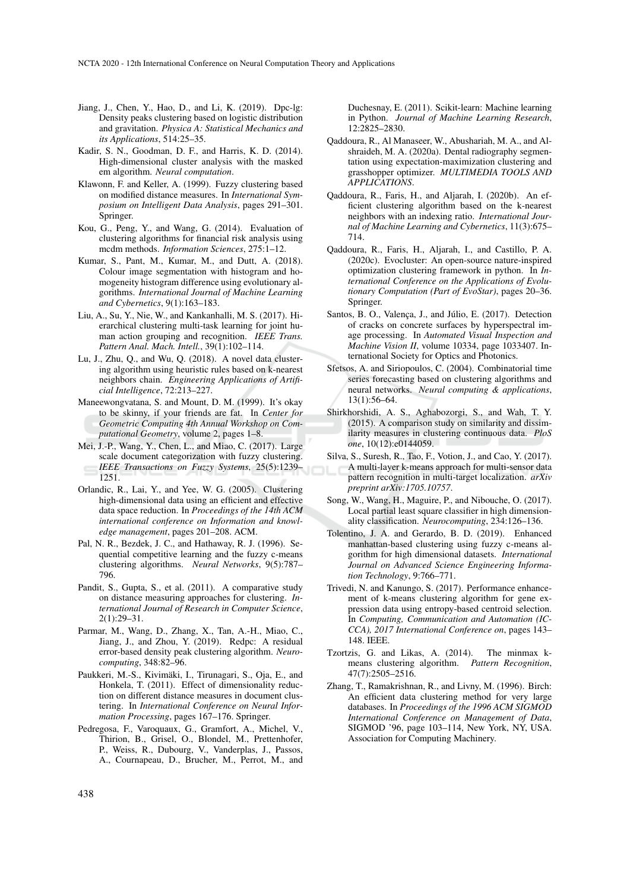Jiang, J., Chen, Y., Hao, D., and Li, K. (2019). Dpc-lg: Density peaks clustering based on logistic distribution and gravitation. *Physica A: Statistical Mechanics and its Applications*, 514:25–35.

Kadir, S. N., Goodman, D. F., and Harris, K. D. (2014). High-dimensional cluster analysis with the masked em algorithm. *Neural computation*.

Klawonn, F. and Keller, A. (1999). Fuzzy clustering based on modified distance measures. In *International Symposium on Intelligent Data Analysis*, pages 291–301. Springer.

Kou, G., Peng, Y., and Wang, G. (2014). Evaluation of clustering algorithms for financial risk analysis using mcdm methods. *Information Sciences*, 275:1–12.

Kumar, S., Pant, M., Kumar, M., and Dutt, A. (2018). Colour image segmentation with histogram and homogeneity histogram difference using evolutionary algorithms. *International Journal of Machine Learning and Cybernetics*, 9(1):163–183.

Liu, A., Su, Y., Nie, W., and Kankanhalli, M. S. (2017). Hierarchical clustering multi-task learning for joint human action grouping and recognition. *IEEE Trans. Pattern Anal. Mach. Intell.*, 39(1):102–114.

Lu, J., Zhu, Q., and Wu, Q. (2018). A novel data clustering algorithm using heuristic rules based on k-nearest neighbors chain. *Engineering Applications of Artificial Intelligence*, 72:213–227.

Maneewongvatana, S. and Mount, D. M. (1999). It's okay to be skinny, if your friends are fat. In *Center for Geometric Computing 4th Annual Workshop on Computational Geometry*, volume 2, pages 1–8.

Mei, J.-P., Wang, Y., Chen, L., and Miao, C. (2017). Large scale document categorization with fuzzy clustering. *IEEE Transactions on Fuzzy Systems*, 25(5):1239–1251.

Orlandic, R., Lai, Y., and Yee, W. G. (2005). Clustering high-dimensional data using an efficient and effective data space reduction. In *Proceedings of the 14th ACM international conference on Information and knowledge management*, pages 201–208. ACM.

Pal, N. R., Bezdek, J. C., and Hathaway, R. J. (1996). Sequential competitive learning and the fuzzy c-means clustering algorithms. *Neural Networks*, 9(5):787–796.

Pandit, S., Gupta, S., et al. (2011). A comparative study on distance measuring approaches for clustering. *International Journal of Research in Computer Science*, 2(1):29–31.

Parmar, M., Wang, D., Zhang, X., Tan, A.-H., Miao, C., Jiang, J., and Zhou, Y. (2019). Redpc: A residual error-based density peak clustering algorithm. *Neurocomputing*, 348:82–96.

Paukkeri, M.-S., Kivimäki, I., Tirunagari, S., Oja, E., and Honkela, T. (2011). Effect of dimensionality reduction on different distance measures in document clustering. In *International Conference on Neural Information Processing*, pages 167–176. Springer.

Pedregosa, F., Varoquaux, G., Gramfort, A., Michel, V., Thirion, B., Grisel, O., Blondel, M., Prettenhofer, P., Weiss, R., Dubourg, V., Vanderplas, J., Passos, A., Cournapeau, D., Brucher, M., Perrot, M., and Duchesnay, E. (2011). Scikit-learn: Machine learning in Python. *Journal of Machine Learning Research*, 12:2825–2830.

Qaddoura, R., Al Manaseer, W., Abushariah, M. A., and Alshraideh, M. A. (2020a). Dental radiography segmentation using expectation-maximization clustering and grasshopper optimizer. *MULTIMEDIA TOOLS AND APPLICATIONS*.

Qaddoura, R., Faris, H., and Aljarah, I. (2020b). An efficient clustering algorithm based on the k-nearest neighbors with an indexing ratio. *International Journal of Machine Learning and Cybernetics*, 11(3):675–714.

Qaddoura, R., Faris, H., Aljarah, I., and Castillo, P. A. (2020c). Evocluster: An open-source nature-inspired optimization clustering framework in python. In *International Conference on the Applications of Evolutionary Computation (Part of EvoStar)*, pages 20–36. Springer.

Santos, B. O., Valença, J., and Júlio, E. (2017). Detection of cracks on concrete surfaces by hyperspectral image processing. In *Automated Visual Inspection and Machine Vision II*, volume 10334, page 1033407. International Society for Optics and Photonics.

Sfetsos, A. and Siriopoulos, C. (2004). Combinatorial time series forecasting based on clustering algorithms and neural networks. *Neural computing & applications*, 13(1):56–64.

Shirkhorshidi, A. S., Aghabozorgi, S., and Wah, T. Y. (2015). A comparison study on similarity and dissimilarity measures in clustering continuous data. *PloS one*, 10(12):e0144059.

Silva, S., Suresh, R., Tao, F., Votion, J., and Cao, Y. (2017). A multi-layer k-means approach for multi-sensor data pattern recognition in multi-target localization. *arXiv preprint arXiv:1705.10757*.

Song, W., Wang, H., Maguire, P., and Nibouche, O. (2017). Local partial least square classifier in high dimensionality classification. *Neurocomputing*, 234:126–136.

Tolentino, J. A. and Gerardo, B. D. (2019). Enhanced manhattan-based clustering using fuzzy c-means algorithm for high dimensional datasets. *International Journal on Advanced Science Engineering Information Technology*, 9:766–771.

Trivedi, N. and Kanungo, S. (2017). Performance enhancement of k-means clustering algorithm for gene expression data using entropy-based centroid selection. In *Computing, Communication and Automation (ICCCA), 2017 International Conference on*, pages 143–148. IEEE.

Tzortzis, G. and Likas, A. (2014). The minmax k-means clustering algorithm. *Pattern Recognition*, 47(7):2505–2516.

Zhang, T., Ramakrishnan, R., and Livny, M. (1996). Birch: An efficient data clustering method for very large databases. In *Proceedings of the 1996 ACM SIGMOD International Conference on Management of Data*, SIGMOD '96, page 103–114, New York, NY, USA. Association for Computing Machinery.